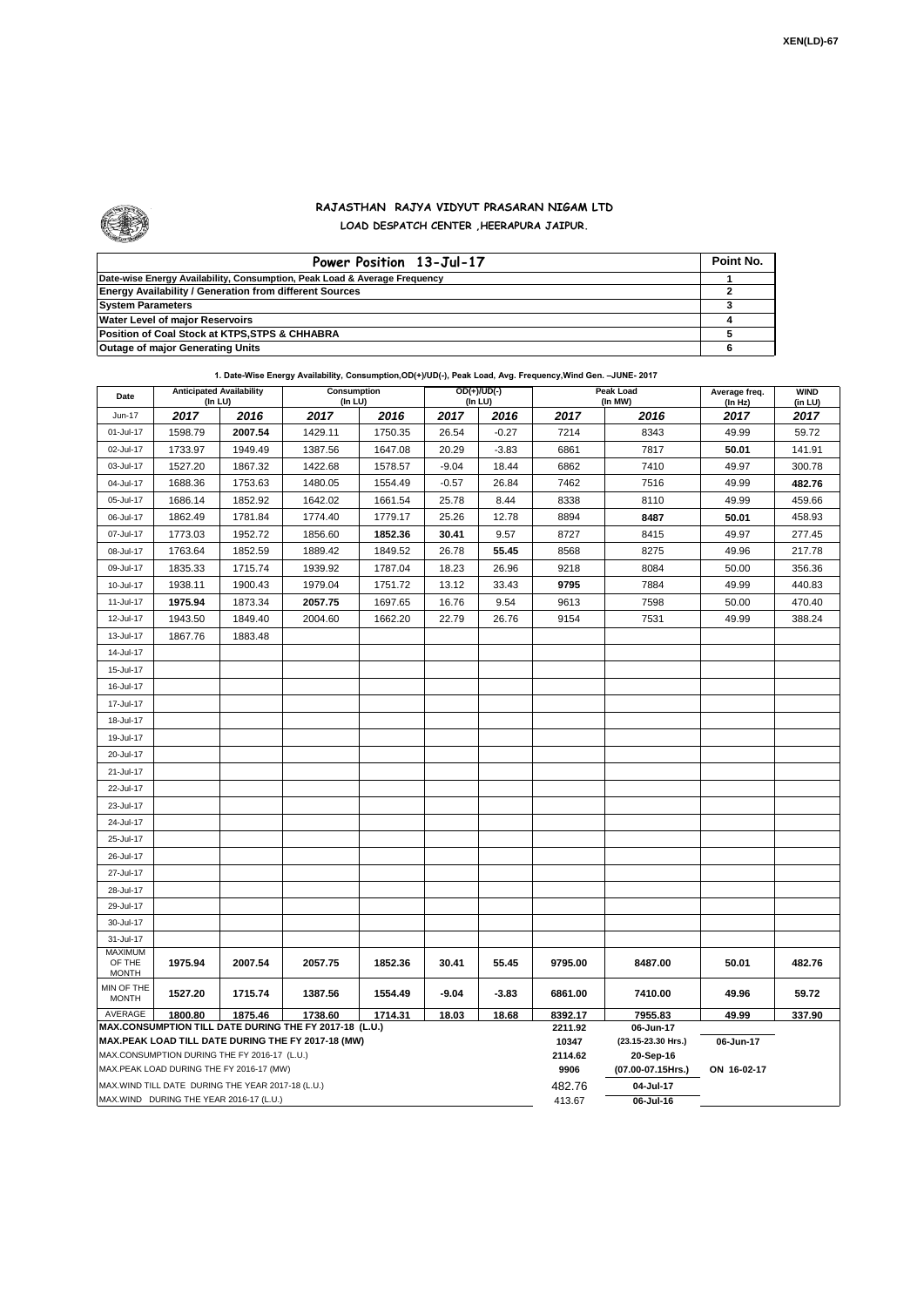XEN(LD)-67

# RAJASTHAN RAJYA VIDYUT PRASARAN NIGAM LTD
## LOAD DESPATCH CENTER ,HEERAPURA JAIPUR.

| Power Position 13-Jul-17 | Point No. |
|---|---|
| Date-wise Energy Availability, Consumption, Peak Load & Average Frequency | 1 |
| Energy Availability / Generation from different Sources | 2 |
| System Parameters | 3 |
| Water Level of major Reservoirs | 4 |
| Position of Coal Stock at KTPS,STPS & CHHABRA | 5 |
| Outage of major Generating Units | 6 |

**1. Date-Wise Energy Availability, Consumption,OD(+)/UD(-), Peak Load, Avg. Frequency,Wind Gen. –JUNE- 2017**

| Date | Anticipated Availability (In LU) | | Consumption (In LU) | | OD(+)/UD(-) (In LU) | | Peak Load (In MW) | | Average freq. (In Hz) | WIND (in LU) |
|---|---|---|---|---|---|---|---|---|---|---|
| Jun-17 | 2017 | 2016 | 2017 | 2016 | 2017 | 2016 | 2017 | 2016 | 2017 | 2017 |
| 01-Jul-17 | 1598.79 | **2007.54** | 1429.11 | 1750.35 | 26.54 | -0.27 | 7214 | 8343 | 49.99 | 59.72 |
| 02-Jul-17 | 1733.97 | 1949.49 | 1387.56 | 1647.08 | 20.29 | -3.83 | 6861 | 7817 | **50.01** | 141.91 |
| 03-Jul-17 | 1527.20 | 1867.32 | 1422.68 | 1578.57 | -9.04 | 18.44 | 6862 | 7410 | 49.97 | 300.78 |
| 04-Jul-17 | 1688.36 | 1753.63 | 1480.05 | 1554.49 | -0.57 | 26.84 | 7462 | 7516 | 49.99 | **482.76** |
| 05-Jul-17 | 1686.14 | 1852.92 | 1642.02 | 1661.54 | 25.78 | 8.44 | 8338 | 8110 | 49.99 | 459.66 |
| 06-Jul-17 | 1862.49 | 1781.84 | 1774.40 | 1779.17 | 25.26 | 12.78 | 8894 | **8487** | **50.01** | 458.93 |
| 07-Jul-17 | 1773.03 | 1952.72 | 1856.60 | **1852.36** | **30.41** | 9.57 | 8727 | 8415 | 49.97 | 277.45 |
| 08-Jul-17 | 1763.64 | 1852.59 | 1889.42 | 1849.52 | 26.78 | **55.45** | 8568 | 8275 | 49.96 | 217.78 |
| 09-Jul-17 | 1835.33 | 1715.74 | 1939.92 | 1787.04 | 18.23 | 26.96 | 9218 | 8084 | 50.00 | 356.36 |
| 10-Jul-17 | 1938.11 | 1900.43 | 1979.04 | 1751.72 | 13.12 | 33.43 | **9795** | 7884 | 49.99 | 440.83 |
| 11-Jul-17 | **1975.94** | 1873.34 | **2057.75** | 1697.65 | 16.76 | 9.54 | 9613 | 7598 | 50.00 | 470.40 |
| 12-Jul-17 | 1943.50 | 1849.40 | 2004.60 | 1662.20 | 22.79 | 26.76 | 9154 | 7531 | 49.99 | 388.24 |
| 13-Jul-17 | 1867.76 | 1883.48 | | | | | | | | |
| 14-Jul-17 | | | | | | | | | | |
| 15-Jul-17 | | | | | | | | | | |
| 16-Jul-17 | | | | | | | | | | |
| 17-Jul-17 | | | | | | | | | | |
| 18-Jul-17 | | | | | | | | | | |
| 19-Jul-17 | | | | | | | | | | |
| 20-Jul-17 | | | | | | | | | | |
| 21-Jul-17 | | | | | | | | | | |
| 22-Jul-17 | | | | | | | | | | |
| 23-Jul-17 | | | | | | | | | | |
| 24-Jul-17 | | | | | | | | | | |
| 25-Jul-17 | | | | | | | | | | |
| 26-Jul-17 | | | | | | | | | | |
| 27-Jul-17 | | | | | | | | | | |
| 28-Jul-17 | | | | | | | | | | |
| 29-Jul-17 | | | | | | | | | | |
| 30-Jul-17 | | | | | | | | | | |
| 31-Jul-17 | | | | | | | | | | |
| MAXIMUM OF THE MONTH | **1975.94** | **2007.54** | **2057.75** | **1852.36** | **30.41** | **55.45** | **9795.00** | **8487.00** | **50.01** | **482.76** |
| MIN OF THE MONTH | **1527.20** | **1715.74** | **1387.56** | **1554.49** | **-9.04** | **-3.83** | **6861.00** | **7410.00** | **49.96** | **59.72** |
| AVERAGE | **1800.80** | **1875.46** | **1738.60** | **1714.31** | **18.03** | **18.68** | **8392.17** | **7955.83** | **49.99** | **337.90** |
| **MAX.CONSUMPTION TILL DATE DURING THE FY 2017-18 (L.U.)** | | | | | | | **2211.92** | **06-Jun-17** | | |
| **MAX.PEAK LOAD TILL DATE DURING THE FY 2017-18 (MW)** | | | | | | | **10347** | **(23.15-23.30 Hrs.)** | **06-Jun-17** | |
| MAX.CONSUMPTION DURING THE FY 2016-17 (L.U.) | | | | | | | **2114.62** | **20-Sep-16** | | |
| MAX.PEAK LOAD DURING THE FY 2016-17 (MW) | | | | | | | **9906** | **(07.00-07.15Hrs.)** | **ON 16-02-17** | |
| MAX.WIND TILL DATE DURING THE YEAR 2017-18 (L.U.) | | | | | | | 482.76 | **04-Jul-17** | | |
| MAX.WIND DURING THE YEAR 2016-17 (L.U.) | | | | | | | 413.67 | **06-Jul-16** | | |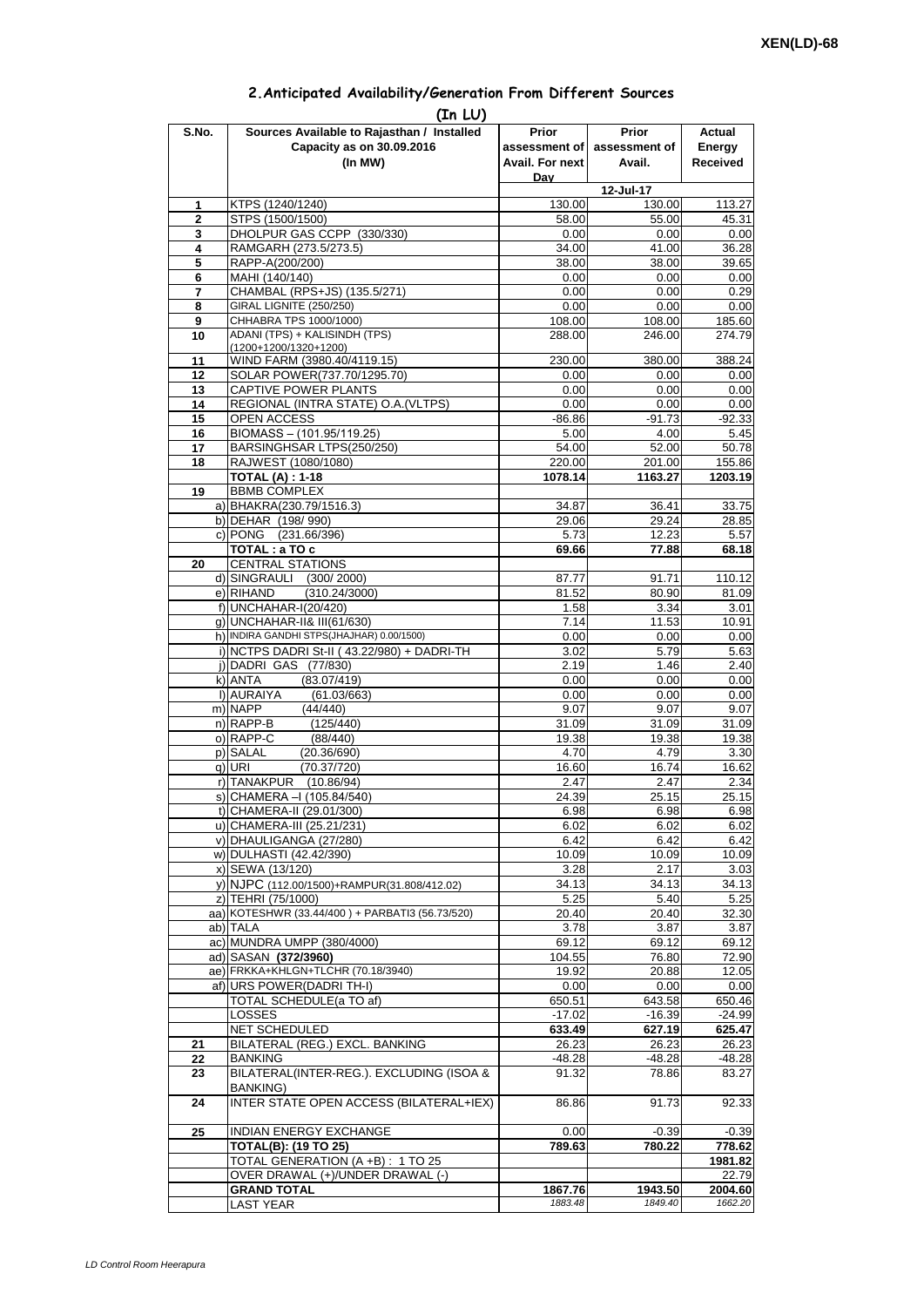XEN(LD)-68

## 2.Anticipated Availability/Generation From Different Sources

(In LU)

| S.No. | Sources Available to Rajasthan / Installed Capacity as on 30.09.2016 (In MW) | Prior assessment of Avail. For next Day | Prior assessment of Avail. | Actual Energy Received |
|---|---|---|---|---|
| | | | 12-Jul-17 | |
| 1 | KTPS (1240/1240) | 130.00 | 130.00 | 113.27 |
| 2 | STPS (1500/1500) | 58.00 | 55.00 | 45.31 |
| 3 | DHOLPUR GAS CCPP (330/330) | 0.00 | 0.00 | 0.00 |
| 4 | RAMGARH (273.5/273.5) | 34.00 | 41.00 | 36.28 |
| 5 | RAPP-A(200/200) | 38.00 | 38.00 | 39.65 |
| 6 | MAHI (140/140) | 0.00 | 0.00 | 0.00 |
| 7 | CHAMBAL (RPS+JS) (135.5/271) | 0.00 | 0.00 | 0.29 |
| 8 | GIRAL LIGNITE (250/250) | 0.00 | 0.00 | 0.00 |
| 9 | CHHABRA TPS 1000/1000) | 108.00 | 108.00 | 185.60 |
| 10 | ADANI (TPS) + KALISINDH (TPS) (1200+1200/1320+1200) | 288.00 | 246.00 | 274.79 |
| 11 | WIND FARM (3980.40/4119.15) | 230.00 | 380.00 | 388.24 |
| 12 | SOLAR POWER(737.70/1295.70) | 0.00 | 0.00 | 0.00 |
| 13 | CAPTIVE POWER PLANTS | 0.00 | 0.00 | 0.00 |
| 14 | REGIONAL (INTRA STATE) O.A.(VLTPS) | 0.00 | 0.00 | 0.00 |
| 15 | OPEN ACCESS | -86.86 | -91.73 | -92.33 |
| 16 | BIOMASS – (101.95/119.25) | 5.00 | 4.00 | 5.45 |
| 17 | BARSINGHSAR LTPS(250/250) | 54.00 | 52.00 | 50.78 |
| 18 | RAJWEST (1080/1080) | 220.00 | 201.00 | 155.86 |
| | **TOTAL (A) : 1-18** | **1078.14** | **1163.27** | **1203.19** |
| 19 | BBMB COMPLEX | | | |
| | a) BHAKRA(230.79/1516.3) | 34.87 | 36.41 | 33.75 |
| | b) DEHAR (198/ 990) | 29.06 | 29.24 | 28.85 |
| | c) PONG (231.66/396) | 5.73 | 12.23 | 5.57 |
| | **TOTAL : a TO c** | **69.66** | **77.88** | **68.18** |
| 20 | CENTRAL STATIONS | | | |
| | d) SINGRAULI (300/ 2000) | 87.77 | 91.71 | 110.12 |
| | e) RIHAND (310.24/3000) | 81.52 | 80.90 | 81.09 |
| | f) UNCHAHAR-I(20/420) | 1.58 | 3.34 | 3.01 |
| | g) UNCHAHAR-II& III(61/630) | 7.14 | 11.53 | 10.91 |
| | h) INDIRA GANDHI STPS(JHAJHAR) 0.00/1500) | 0.00 | 0.00 | 0.00 |
| | i) NCTPS DADRI St-II ( 43.22/980) + DADRI-TH | 3.02 | 5.79 | 5.63 |
| | j) DADRI GAS (77/830) | 2.19 | 1.46 | 2.40 |
| | k) ANTA (83.07/419) | 0.00 | 0.00 | 0.00 |
| | l) AURAIYA (61.03/663) | 0.00 | 0.00 | 0.00 |
| | m) NAPP (44/440) | 9.07 | 9.07 | 9.07 |
| | n) RAPP-B (125/440) | 31.09 | 31.09 | 31.09 |
| | o) RAPP-C (88/440) | 19.38 | 19.38 | 19.38 |
| | p) SALAL (20.36/690) | 4.70 | 4.79 | 3.30 |
| | q) URI (70.37/720) | 16.60 | 16.74 | 16.62 |
| | r) TANAKPUR (10.86/94) | 2.47 | 2.47 | 2.34 |
| | s) CHAMERA –I (105.84/540) | 24.39 | 25.15 | 25.15 |
| | t) CHAMERA-II (29.01/300) | 6.98 | 6.98 | 6.98 |
| | u) CHAMERA-III (25.21/231) | 6.02 | 6.02 | 6.02 |
| | v) DHAULIGANGA (27/280) | 6.42 | 6.42 | 6.42 |
| | w) DULHASTI (42.42/390) | 10.09 | 10.09 | 10.09 |
| | x) SEWA (13/120) | 3.28 | 2.17 | 3.03 |
| | y) NJPC (112.00/1500)+RAMPUR(31.808/412.02) | 34.13 | 34.13 | 34.13 |
| | z) TEHRI (75/1000) | 5.25 | 5.40 | 5.25 |
| | aa) KOTESHWR (33.44/400 ) + PARBATI3 (56.73/520) | 20.40 | 20.40 | 32.30 |
| | ab) TALA | 3.78 | 3.87 | 3.87 |
| | ac) MUNDRA UMPP (380/4000) | 69.12 | 69.12 | 69.12 |
| | ad) SASAN **(372/3960)** | 104.55 | 76.80 | 72.90 |
| | ae) FRKKA+KHLGN+TLCHR (70.18/3940) | 19.92 | 20.88 | 12.05 |
| | af) URS POWER(DADRI TH-I) | 0.00 | 0.00 | 0.00 |
| | TOTAL SCHEDULE(a TO af) | 650.51 | 643.58 | 650.46 |
| | LOSSES | -17.02 | -16.39 | -24.99 |
| | NET SCHEDULED | **633.49** | **627.19** | **625.47** |
| 21 | BILATERAL (REG.) EXCL. BANKING | 26.23 | 26.23 | 26.23 |
| 22 | BANKING | -48.28 | -48.28 | -48.28 |
| 23 | BILATERAL(INTER-REG.). EXCLUDING (ISOA & BANKING) | 91.32 | 78.86 | 83.27 |
| 24 | INTER STATE OPEN ACCESS (BILATERAL+IEX) | 86.86 | 91.73 | 92.33 |
| 25 | INDIAN ENERGY EXCHANGE | 0.00 | -0.39 | -0.39 |
| | **TOTAL(B): (19 TO 25)** | **789.63** | **780.22** | **778.62** |
| | TOTAL GENERATION (A +B) : 1 TO 25 | | | **1981.82** |
| | OVER DRAWAL (+)/UNDER DRAWAL (-) | | | 22.79 |
| | **GRAND TOTAL** | **1867.76** | **1943.50** | **2004.60** |
| | LAST YEAR | *1883.48* | *1849.40* | *1662.20* |

*LD Control Room Heerapura*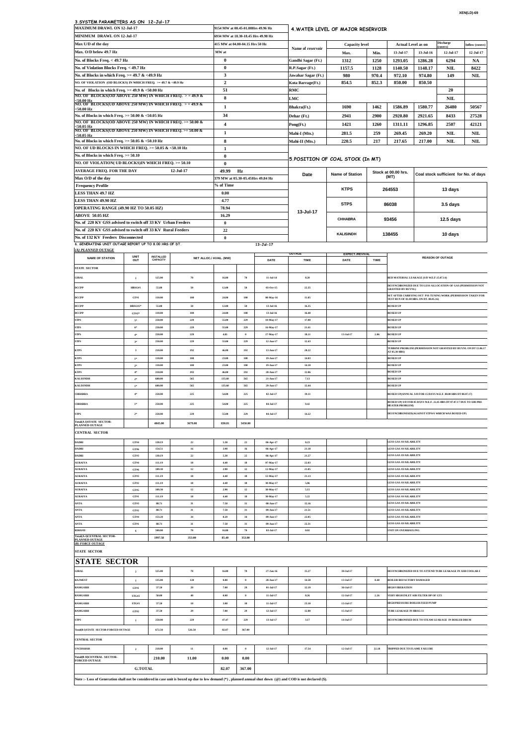XEN(LD)-69

## 3.SYSTEM PARAMETERS AS ON 12-Jul-17

| | |
|---|---|
| MAXIMUM DRAWL ON 12-Jul-17 | 9154 MW at 00.45-01.00Hrs 49.96 Hz |
| MINIMUM DRAWL ON 12-Jul-17 | 6934 MW at 18.30-18.45 Hrs 49.98 Hz |
| Max U/D of the day | 415 MW at 04.00-04.15 Hrs 50 Hz |
| Max. O/D below 49.7 Hz | MW at |
| No. of Blocks Freq. < 49.7 Hz | 0 |
| No. of Violation Blocks Freq. < 49.7 Hz | 0 |
| No. of Blocks in which Freq. >= 49.7 & <49.9 Hz | 3 |
| NO. OF VIOLATION (OD BLOCKS) IN WHICH FREQ. >= 49.7 & <49.9 Hz | 2 |
| No. of Blocks in which Freq. >= 49.9 & <50.00 Hz | 51 |
| NO. OF BLOCKS(OD ABOVE 250 MW) IN WHICH FREQ. >= 49.9 & <50.00 Hz | 8 |
| NO. OF BLOCKS(UD ABOVE 250 MW) IN WHICH FREQ. >= 49.9 & <50.00 Hz | 1 |
| No. of Blocks in which Freq. >= 50.00 & <50.05 Hz | 34 |
| NO. OF BLOCKS(OD ABOVE 250 MW) IN WHICH FREQ. >= 50.00 & <50.05 Hz | 4 |
| NO. OF BLOCKS(UD ABOVE 250 MW) IN WHICH FREQ. >= 50.00 & <50.05 Hz | 1 |
| No. of Blocks in which Freq. >= 50.05 & <50.10 Hz | 8 |
| NO. OF UD BLOCKS IN WHICH FREQ. >= 50.05 & <50.10 Hz | 1 |
| No. of Blocks in which Freq. >= 50.10 | 0 |
| NO. OF VIOLATION( UD BLOCKS)IN WHICH FREQ. >= 50.10 | 0 |
| AVERAGE FREQ. FOR THE DAY 12-Jul-17 | 49.99 Hz |
| Max O/D of the day | 379 MW at 05.30-05.45Hrs 49.84 Hz |
| Frequency Profile | % of Time |
| LESS THAN 49.7 HZ | 0.00 |
| LESS THAN 49.90 HZ | 4.77 |
| OPERATING RANGE (49.90 HZ TO 50.05 HZ) | 78.94 |
| ABOVE 50.05 HZ | 16.29 |
| No. of 220 KV GSS advised to switch off 33 KV Urban Feeders | 0 |
| No. of 220 KV GSS advised to switch off 33 KV Rural Feeders | 22 |
| No. of 132 KV Feeders Disconnected | 0 |

## 4.WATER LEVEL OF MAJOR RESERVOIR

| Name of reservoir | Capacity level | | Actual Level as on | | Discharge (cusecs) | Inflow (cusecs) |
|---|---|---|---|---|---|---|
| | Max. | Min. | 13-Jul-17 | 13-Jul-16 | 12-Jul-17 | 12-Jul-17 |
| Gandhi Sagar (Ft.) | 1312 | 1250 | 1293.05 | 1286.28 | 6294 | NA |
| R.P.Sagar (Ft.) | 1157.5 | 1128 | 1140.50 | 1148.17 | NIL | 8422 |
| Jawahar Sagar (Ft.) | 980 | 970.4 | 972.10 | 974.80 | 149 | NIL |
| Kota Barrage(Ft.) | 854.5 | 852.3 | 850.00 | 850.50 | | |
| RMC | | | | | 20 | |
| LMC | | | | | NIL | |
| Bhakra(Ft.) | 1690 | 1462 | 1586.89 | 1580.77 | 26480 | 50567 |
| Dehar (Ft.) | 2941 | 2900 | 2920.80 | 2921.65 | 8433 | 27528 |
| Pong(Ft.) | 1421 | 1260 | 1311.11 | 1296.85 | 2507 | 42121 |
| Mahi-I (Mts.) | 281.5 | 259 | 269.45 | 269.20 | NIL | NIL |
| Mahi-II (Mts.) | 220.5 | 217 | 217.65 | 217.00 | NIL | NIL |

## 5.POSITION OF COAL STOCK (In MT)

| Date | Name of Station | Stock at 00.00 hrs. (MT) | Coal stock sufficient for No. of days |
|---|---|---|---|
| 13-Jul-17 | KTPS | 264553 | 13 days |
| | STPS | 86038 | 3.5 days |
| | CHHABRA | 93456 | 12.5 days |
| | KALISINDH | 138455 | 10 days |

## 6. GENERATING UNIT OUTAGE REPORT UP TO 8.00 HRS OF DT. 13-Jul-17

### (A) PLANNED OUTAGE

| NAME OF STATION | UNIT OUT | INSTALLED CAPACITY | NET ALLOC./ AVAIL. (MW) | | | OUTAGE DATE | OUTAGE TIME | EXPECT./REVIVAL DATE | EXPECT./REVIVAL TIME | REASON OF OUTAGE |
|---|---|---|---|---|---|---|---|---|---|---|
| **STATE SECTOR** | | | | | | | | | | |
| GIRAL | 1 | 125.00 | 70 | 16.80 | 70 | 11-Jul-14 | 8.20 | | | BED MATERIAL LEAKAGE (S/D W.E.F.15.07.14) |
| DCCPP | HRSG#1 | 55.00 | 50 | 12.00 | 50 | 02-Oct-15 | 22.25 | | | DESYNCHRONIZED DUE TO LESS ALLOCATION OF GAS (PERMISSION NOT GRANTED BY RUVNL) |
| DCCPP | GT#1 | 110.00 | 100 | 24.00 | 100 | 08-May-16 | 11.05 | | | W/T AFTER CARRYING OUT PSS TUNING WORK (PERMISSION TAKEN FOR TEST RUN OF 01.00 HRS. ON DT. 08.05.16) |
| DCCPP | HRSG#2* | 55.00 | 50 | 12.00 | 50 | 13-Jul-16 | 16.35 | | | BOXED UP |
| DCCPP | GT#2* | 110.00 | 100 | 24.00 | 100 | 13-Jul-16 | 16.40 | | | BOXED UP |
| STPS | 5* | 250.00 | 229 | 55.00 | 229 | 10-May-17 | 17.00 | | | BOXED UP |
| STPS | 6* | 250.00 | 229 | 55.00 | 229 | 16-May-17 | 21.41 | | | BOXED UP |
| STPS | 4* | 250.00 | 229 | 4.81 | 0 | 27-May-17 | 18.11 | 13-Jul-17 | 2.06 | BOXED UP |
| STPS | 3* | 250.00 | 229 | 55.00 | 229 | 12-Jun-17 | 12.43 | | | BOXED UP |
| KTPS | 3 | 210.00 | 192 | 46.00 | 192 | 13-Jun-17 | 20.22 | | | TURBINE PROBLEM (PERMISSION NOT GRANTED BY RUVNL ON DT 15.06.17 AT 05.30 HRS) |
| KTPS | 1* | 110.00 | 100 | 23.00 | 100 | 19-Jun-17 | 14.03 | | | BOXED UP |
| KTPS | 2* | 110.00 | 100 | 23.00 | 100 | 19-Jun-17 | 14.10 | | | BOXED UP |
| KTPS | 4* | 210.00 | 192 | 46.00 | 192 | 20-Jun-17 | 12.06 | | | BOXED UP |
| KALISINDH | 2* | 600.00 | 565 | 135.60 | 565 | 21-Jun-17 | 7.13 | | | BOXED UP |
| KALISINDH | 1* | 600.00 | 565 | 135.60 | 565 | 29-Jun-17 | 12.44 | | | BOXED UP |
| CHHABRA | 4* | 250.00 | 225 | 54.00 | 225 | 02-Jul-17 | 19.11 | | | BOXED UP(ANNUAL S/D FOR 15 DAYS W.E.F. 00.00 HRS DT 08.07.17) |
| CHHABRA | 1* | 250.00 | 225 | 54.00 | 225 | 04-Jul-17 | 9.42 | | | BOXED UP( S/D FOR 05 DAYS W.E.F. 22.45 HRS DT 07.07.17 DUE TO AIR PRE HEATER PROBLEM) |
| STPS | 2* | 250.00 | 229 | 55.00 | 229 | 04-Jul-17 | 14.22 | | | DESYNCHRONISED(AGAINST STPS#1 WHICH WAS BOXED-UP) |
| Total(A I)STATE SECTOR-PLANNED OUTAGE | | 4045.00 | 3679.00 | 830.81 | 3450.00 | | | | | |
| **CENTRAL SECTOR** | | | | | | | | | | |
| DADRI | GT#4 | 130.19 | 22 | 5.30 | 22 | 06-Apr-17 | 0.23 | | | LESS GAS AVAILABILITY |
| DADRI | GT#6 | 154.51 | 16 | 3.90 | 16 | 06-Apr-17 | 21.18 | | | LESS GAS AVAILABILITY |
| DADRI | GT#3 | 130.19 | 22 | 5.30 | 22 | 06-Apr-17 | 21.27 | | | LESS GAS AVAILABILITY |
| AURAIYA | GT#4 | 111.19 | 18 | 4.40 | 18 | 07-May-17 | 22.03 | | | LESS GAS AVAILABILITY |
| AURAIYA | GT#6 | 109.30 | 12 | 2.90 | 12 | 12-May-17 | 21.05 | | | LESS GAS AVAILABILITY |
| AURAIYA | GT#3 | 111.19 | 18 | 4.40 | 18 | 12-May-17 | 21.13 | | | LESS GAS AVAILABILITY |
| AURAIYA | GT#2 | 111.19 | 18 | 4.40 | 18 | 30-May-17 | 5.06 | | | LESS GAS AVAILABILITY |
| AURAIYA | GT#5 | 109.30 | 12 | 2.90 | 12 | 30-May-17 | 5.15 | | | LESS GAS AVAILABILITY |
| AURAIYA | GT#1 | 111.19 | 18 | 4.40 | 18 | 30-May-17 | 5.22 | | | LESS GAS AVAILABILITY |
| ANTA | GT#3 | 88.71 | 31 | 7.50 | 31 | 08-Jun-17 | 12.16 | | | LESS GAS AVAILABILITY |
| ANTA | GT#2 | 88.71 | 31 | 7.50 | 31 | 09-Jun-17 | 21.51 | | | LESS GAS AVAILABILITY |
| ANTA | GT#4 | 153.20 | 34 | 8.20 | 34 | 09-Jun-17 | 22.05 | | | LESS GAS AVAILABILITY |
| ANTA | GT#1 | 88.71 | 31 | 7.50 | 31 | 09-Jun-17 | 22.31 | | | LESS GAS AVAILABILITY |
| RIHAND | 6 | 500.00 | 70 | 16.80 | 70 | 03-Jul-17 | 0.02 | | | UNIT ON OVERHAULING |
| Total(A-I)CENTRAL SECTOR-PLANNED OUTAGE | | 1997.58 | 353.00 | 85.40 | 353.00 | | | | | |

### (B) FORCE OUTAGE

| NAME OF STATION | UNIT OUT | INSTALLED CAPACITY | NET ALLOC./ AVAIL. (MW) | | | OUTAGE DATE | OUTAGE TIME | EXPECT./REVIVAL DATE | EXPECT./REVIVAL TIME | REASON OF OUTAGE |
|---|---|---|---|---|---|---|---|---|---|---|
| **STATE SECTOR** | | | | | | | | | | |
| GIRAL | 2 | 125.00 | 70 | 16.80 | 70 | 27-Jan-16 | 15.27 | 30-Jul-17 | | DESYNCHRONIZED DUE TO ATTEND TUBE LEAKAGE IN ASH COOLAR-I |
| RAJWEST | 1 | 135.00 | 120 | 0.00 | 0 | 28-Jun-17 | 14.50 | 13-Jul-17 | 0.40 | BOILER REFACTORY DAMAGED |
| RAMGARH | GT#1 | 37.50 | 29 | 7.00 | 29 | 01-Jul-17 | 12.19 | 30-Jul-17 | | HIGH VIBERATION |
| RAMGARH | STG#2 | 50.00 | 40 | 0.00 | 0 | 11-Jul-17 | 8.26 | 12-Jul-17 | 2.26 | VERY HIGH INLET AIR FILTER DP OF GT3 |
| RAMGARH | STG#1 | 37.50 | 10 | 3.00 | 10 | 11-Jul-17 | 23.10 | 13-Jul-17 | | HIGH PRESSURE BOILER FEED PUMP |
| RAMGARH | GT#2 | 37.50 | 29 | 7.00 | 29 | 12-Jul-17 | 12.00 | 15-Jul-17 | | TUBE LEAKAGE IN HRSG-11 |
| STPS | 1 | 250.00 | 229 | 47.47 | 229 | 13-Jul-17 | 3.17 | 14-Jul-17 | | DESYNCHRONISED DUE TO STEAM LEAKAGE IN BOILER DRUM |
| Total(B I)STATE SECTOR-FORCED OUTAGE | | 672.50 | 526.50 | 82.07 | 367.00 | | | | | |
| **CENTRAL SECTOR** | | | | | | | | | | |
| UNCHAHAR | 2 | 210.00 | 11 | 0.00 | 0 | 12-Jul-17 | 17.54 | 12-Jul-17 | 22.18 | TRIPPED DUE TO FLAME FAILURE |
| Total(B II)CENTRAL SECTOR-FORCED OUTAGE | | 210.00 | 11.00 | 0.00 | 0.00 | | | | | |
| G.TOTAL | | | | 82.07 | 367.00 | | | | | |

Note :- Loss of Generation shall not be considered in case unit is boxed up due to low demand (*) , planned annual shut down (@) and COD is not declared ($).